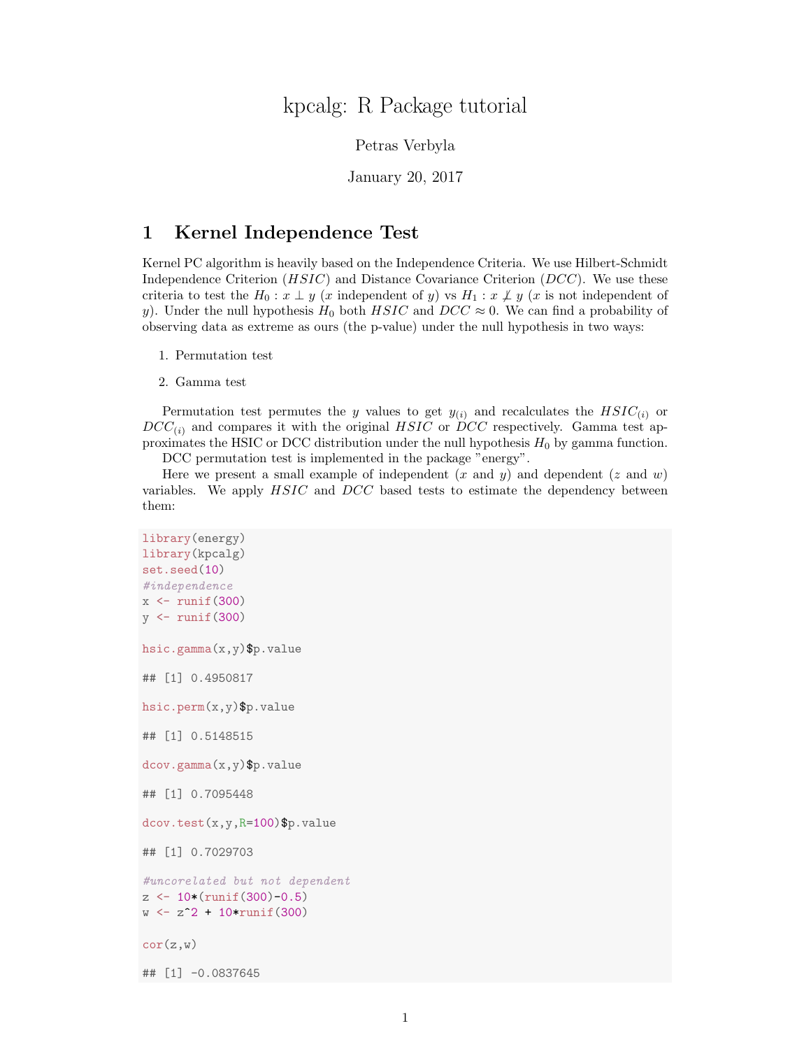# kpcalg: R Package tutorial

Petras Verbyla

January 20, 2017

## 1 Kernel Independence Test

Kernel PC algorithm is heavily based on the Independence Criteria. We use Hilbert-Schmidt Independence Criterion ($HSIC$) and Distance Covariance Criterion ($DCC$). We use these criteria to test the $H_0 : x \perp y$ ($x$ independent of $y$) vs $H_1 : x \not\perp y$ ($x$ is not independent of $y$). Under the null hypothesis $H_0$ both $HSIC$ and $DCC \approx 0$. We can find a probability of observing data as extreme as ours (the p-value) under the null hypothesis in two ways:

1. Permutation test
2. Gamma test

Permutation test permutes the $y$ values to get $y_{(i)}$ and recalculates the $HSIC_{(i)}$ or $DCC_{(i)}$ and compares it with the original $HSIC$ or $DCC$ respectively. Gamma test approximates the HSIC or DCC distribution under the null hypothesis $H_0$ by gamma function.

DCC permutation test is implemented in the package "energy".

Here we present a small example of independent ($x$ and $y$) and dependent ($z$ and $w$) variables. We apply $HSIC$ and $DCC$ based tests to estimate the dependency between them:

```
library(energy)
library(kpcalg)
set.seed(10)
#independence
x <- runif(300)
y <- runif(300)

hsic.gamma(x,y)$p.value

## [1] 0.4950817

hsic.perm(x,y)$p.value

## [1] 0.5148515

dcov.gamma(x,y)$p.value

## [1] 0.7095448

dcov.test(x,y,R=100)$p.value

## [1] 0.7029703

#uncorelated but not dependent
z <- 10*(runif(300)-0.5)
w <- z^2 + 10*runif(300)

cor(z,w)

## [1] -0.0837645
```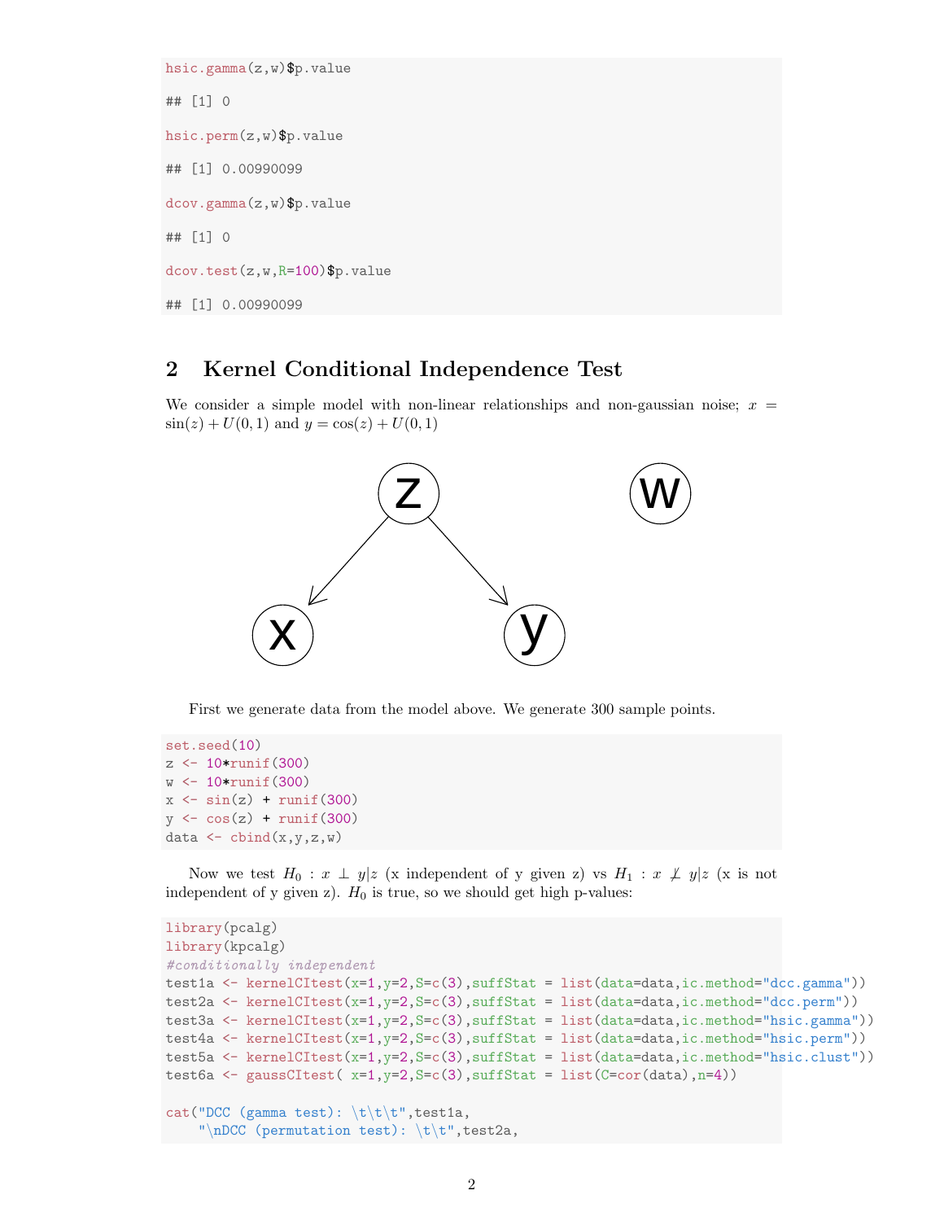```
hsic.gamma(z,w)$p.value

## [1] 0

hsic.perm(z,w)$p.value

## [1] 0.00990099

dcov.gamma(z,w)$p.value

## [1] 0

dcov.test(z,w,R=100)$p.value

## [1] 0.00990099
```

## 2 Kernel Conditional Independence Test

We consider a simple model with non-linear relationships and non-gaussian noise; $x = \sin(z) + U(0,1)$ and $y = \cos(z) + U(0,1)$

First we generate data from the model above. We generate 300 sample points.

```
set.seed(10)
z <- 10*runif(300)
w <- 10*runif(300)
x <- sin(z) + runif(300)
y <- cos(z) + runif(300)
data <- cbind(x,y,z,w)
```

Now we test $H_0 : x \perp y|z$ (x independent of y given z) vs $H_1 : x \not\perp y|z$ (x is not independent of y given z). $H_0$ is true, so we should get high p-values:

```
library(pcalg)
library(kpcalg)
#conditionally independent
test1a <- kernelCItest(x=1,y=2,S=c(3),suffStat = list(data=data,ic.method="dcc.gamma"))
test2a <- kernelCItest(x=1,y=2,S=c(3),suffStat = list(data=data,ic.method="dcc.perm"))
test3a <- kernelCItest(x=1,y=2,S=c(3),suffStat = list(data=data,ic.method="hsic.gamma"))
test4a <- kernelCItest(x=1,y=2,S=c(3),suffStat = list(data=data,ic.method="hsic.perm"))
test5a <- kernelCItest(x=1,y=2,S=c(3),suffStat = list(data=data,ic.method="hsic.clust"))
test6a <- gaussCItest( x=1,y=2,S=c(3),suffStat = list(C=cor(data),n=4))

cat("DCC (gamma test): \t\t\t",test1a,
    "\nDCC (permutation test): \t\t",test2a,
```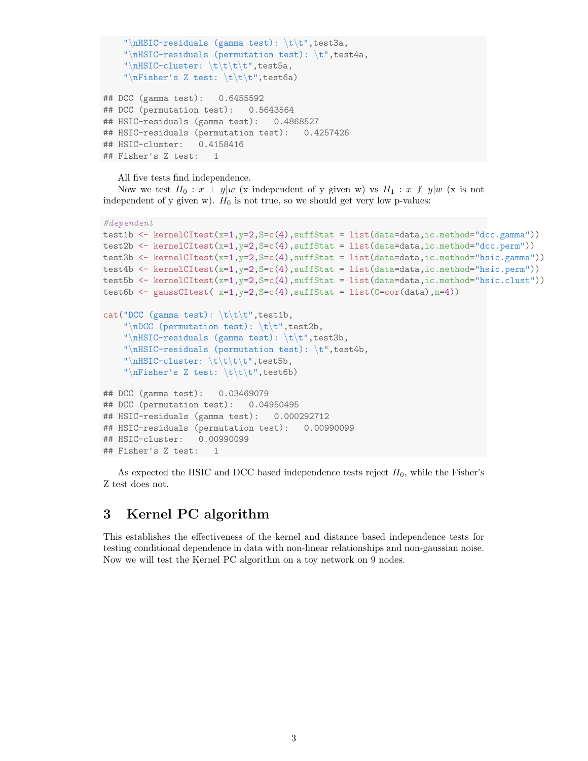```
    "\nHSIC-residuals (gamma test): \t\t",test3a,
    "\nHSIC-residuals (permutation test): \t",test4a,
    "\nHSIC-cluster: \t\t\t\t",test5a,
    "\nFisher's Z test: \t\t\t",test6a)

## DCC (gamma test):   0.6455592
## DCC (permutation test):   0.5643564
## HSIC-residuals (gamma test):   0.4868527
## HSIC-residuals (permutation test):   0.4257426
## HSIC-cluster:   0.4158416
## Fisher's Z test:   1
```

All five tests find independence.

Now we test $H_0 : x \perp y|w$ (x independent of y given w) vs $H_1 : x \not\perp y|w$ (x is not independent of y given w). $H_0$ is not true, so we should get very low p-values:

```
#dependent
test1b <- kernelCItest(x=1,y=2,S=c(4),suffStat = list(data=data,ic.method="dcc.gamma"))
test2b <- kernelCItest(x=1,y=2,S=c(4),suffStat = list(data=data,ic.method="dcc.perm"))
test3b <- kernelCItest(x=1,y=2,S=c(4),suffStat = list(data=data,ic.method="hsic.gamma"))
test4b <- kernelCItest(x=1,y=2,S=c(4),suffStat = list(data=data,ic.method="hsic.perm"))
test5b <- kernelCItest(x=1,y=2,S=c(4),suffStat = list(data=data,ic.method="hsic.clust"))
test6b <- gaussCItest( x=1,y=2,S=c(4),suffStat = list(C=cor(data),n=4))

cat("DCC (gamma test): \t\t\t",test1b,
    "\nDCC (permutation test): \t\t",test2b,
    "\nHSIC-residuals (gamma test): \t\t",test3b,
    "\nHSIC-residuals (permutation test): \t",test4b,
    "\nHSIC-cluster: \t\t\t\t",test5b,
    "\nFisher's Z test: \t\t\t",test6b)

## DCC (gamma test):   0.03469079
## DCC (permutation test):   0.04950495
## HSIC-residuals (gamma test):   0.000292712
## HSIC-residuals (permutation test):   0.00990099
## HSIC-cluster:   0.00990099
## Fisher's Z test:   1
```

As expected the HSIC and DCC based independence tests reject $H_0$, while the Fisher's Z test does not.

## 3 Kernel PC algorithm

This establishes the effectiveness of the kernel and distance based independence tests for testing conditional dependence in data with non-linear relationships and non-gaussian noise. Now we will test the Kernel PC algorithm on a toy network on 9 nodes.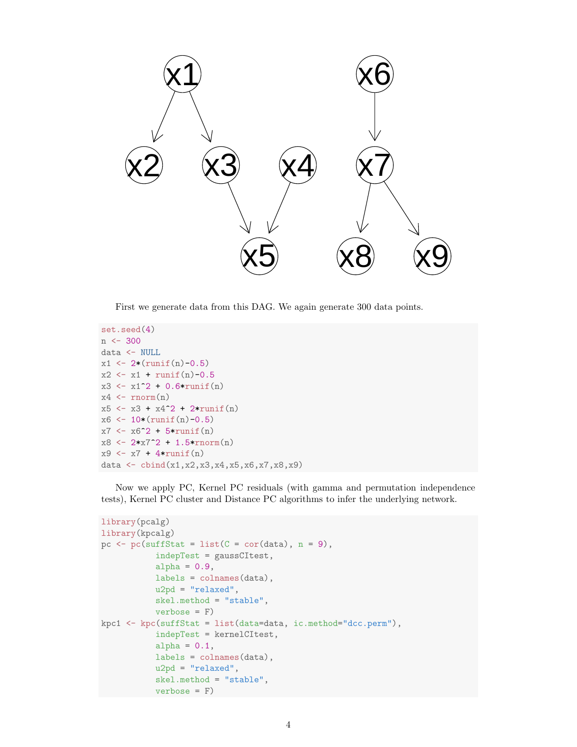First we generate data from this DAG. We again generate 300 data points.

```
set.seed(4)
n <- 300
data <- NULL
x1 <- 2*(runif(n)-0.5)
x2 <- x1 + runif(n)-0.5
x3 <- x1^2 + 0.6*runif(n)
x4 <- rnorm(n)
x5 <- x3 + x4^2 + 2*runif(n)
x6 <- 10*(runif(n)-0.5)
x7 <- x6^2 + 5*runif(n)
x8 <- 2*x7^2 + 1.5*rnorm(n)
x9 <- x7 + 4*runif(n)
data <- cbind(x1,x2,x3,x4,x5,x6,x7,x8,x9)
```

Now we apply PC, Kernel PC residuals (with gamma and permutation independence tests), Kernel PC cluster and Distance PC algorithms to infer the underlying network.

```
library(pcalg)
library(kpcalg)
pc <- pc(suffStat = list(C = cor(data), n = 9),
         indepTest = gaussCItest,
         alpha = 0.9,
         labels = colnames(data),
         u2pd = "relaxed",
         skel.method = "stable",
         verbose = F)
kpc1 <- kpc(suffStat = list(data=data, ic.method="dcc.perm"),
         indepTest = kernelCItest,
         alpha = 0.1,
         labels = colnames(data),
         u2pd = "relaxed",
         skel.method = "stable",
         verbose = F)
```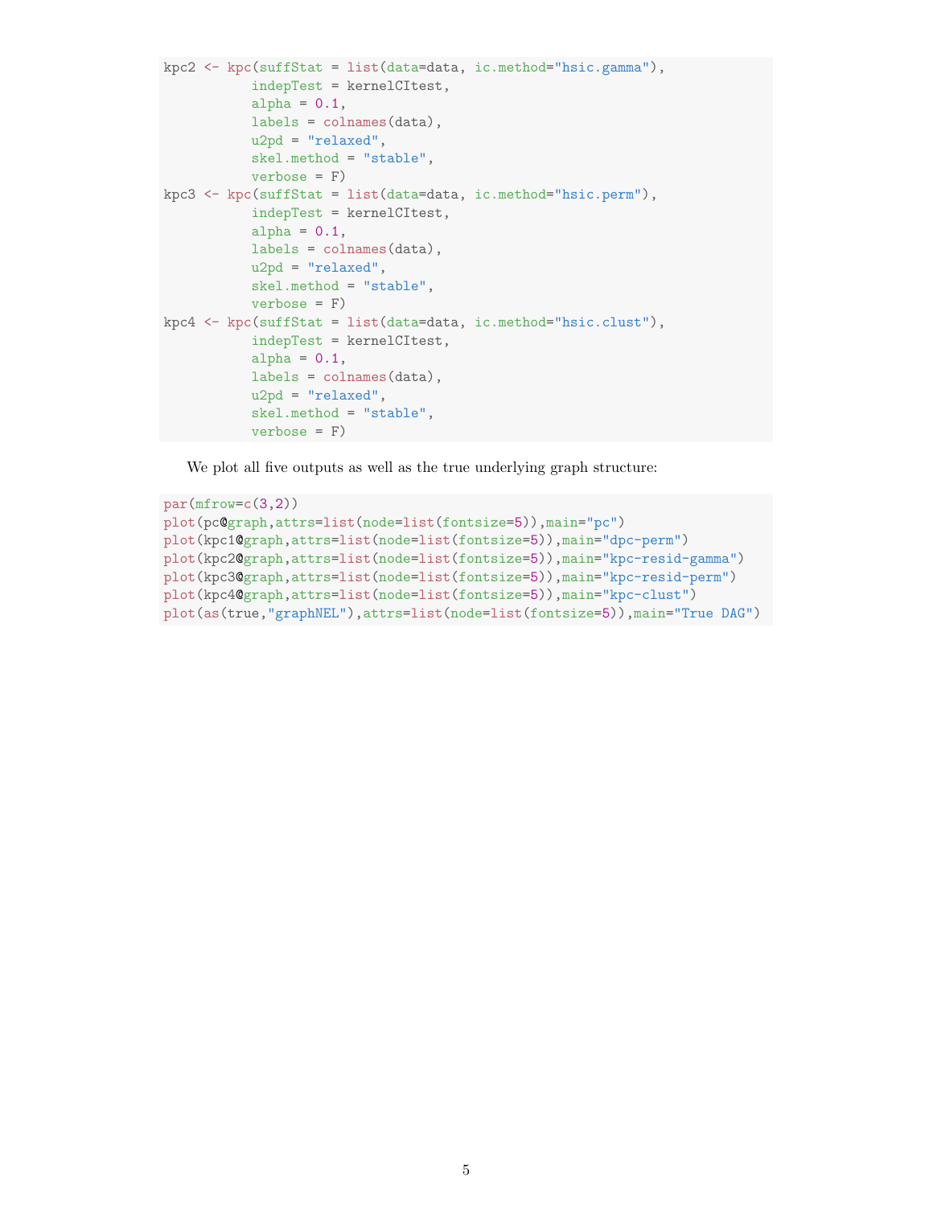```r
kpc2 <- kpc(suffStat = list(data=data, ic.method="hsic.gamma"),
          indepTest = kernelCItest,
          alpha = 0.1,
          labels = colnames(data),
          u2pd = "relaxed",
          skel.method = "stable",
          verbose = F)
kpc3 <- kpc(suffStat = list(data=data, ic.method="hsic.perm"),
          indepTest = kernelCItest,
          alpha = 0.1,
          labels = colnames(data),
          u2pd = "relaxed",
          skel.method = "stable",
          verbose = F)
kpc4 <- kpc(suffStat = list(data=data, ic.method="hsic.clust"),
          indepTest = kernelCItest,
          alpha = 0.1,
          labels = colnames(data),
          u2pd = "relaxed",
          skel.method = "stable",
          verbose = F)
```

We plot all five outputs as well as the true underlying graph structure:

```r
par(mfrow=c(3,2))
plot(pc@graph,attrs=list(node=list(fontsize=5)),main="pc")
plot(kpc1@graph,attrs=list(node=list(fontsize=5)),main="dpc-perm")
plot(kpc2@graph,attrs=list(node=list(fontsize=5)),main="kpc-resid-gamma")
plot(kpc3@graph,attrs=list(node=list(fontsize=5)),main="kpc-resid-perm")
plot(kpc4@graph,attrs=list(node=list(fontsize=5)),main="kpc-clust")
plot(as(true,"graphNEL"),attrs=list(node=list(fontsize=5)),main="True DAG")
```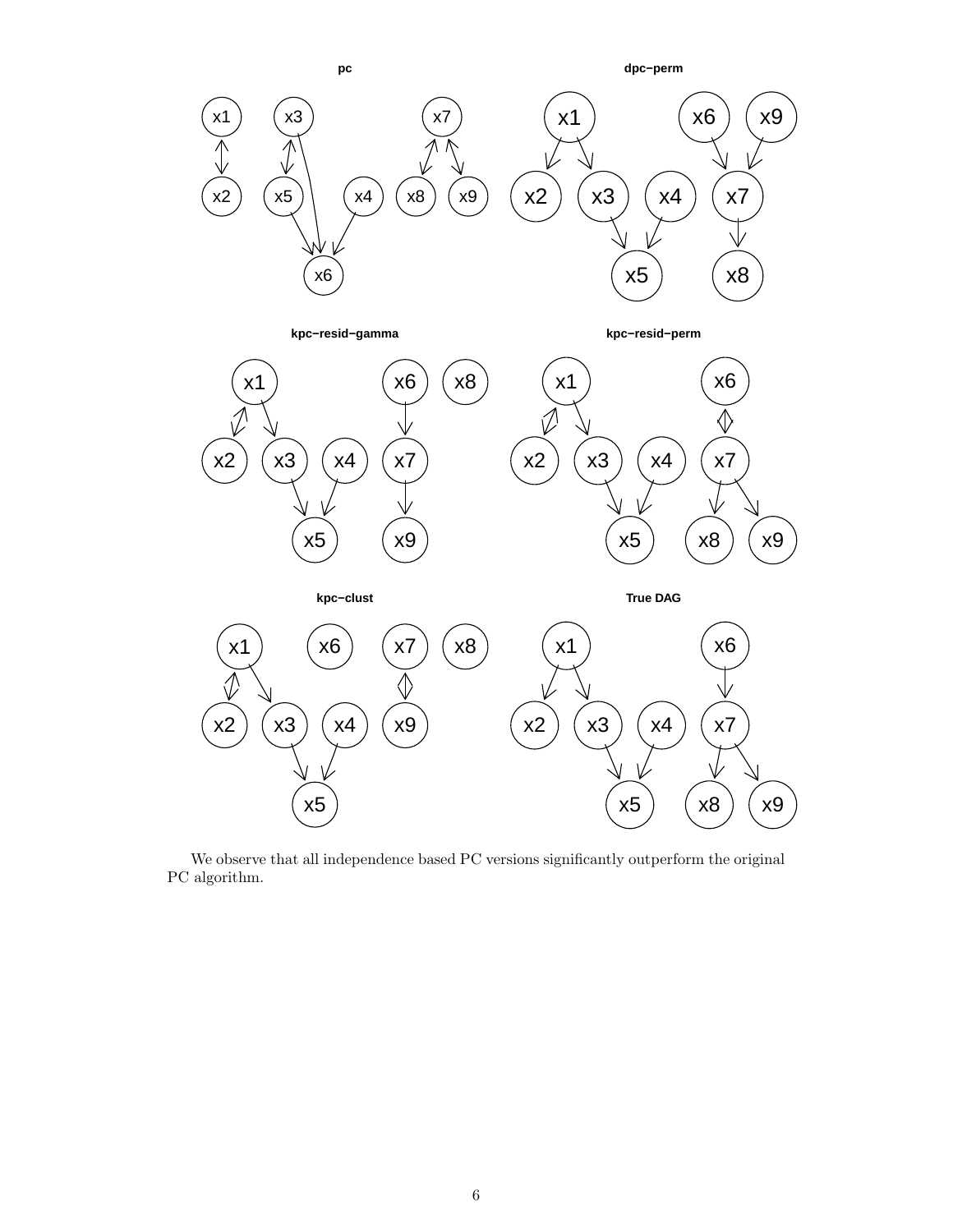pc

x1 x3 x7

x2 x5 x4 x8 x9

x6

dpc−perm

x1 x6 x9

x2 x3 x4 x7

x5 x8

kpc−resid−gamma

x1 x6 x8

x2 x3 x4 x7

x5 x9

kpc−resid−perm

x1 x6

x2 x3 x4 x7

x5 x8 x9

kpc−clust

x1 x6 x7 x8

x2 x3 x4 x9

x5

True DAG

x1 x6

x2 x3 x4 x7

x5 x8 x9

We observe that all independence based PC versions significantly outperform the original PC algorithm.